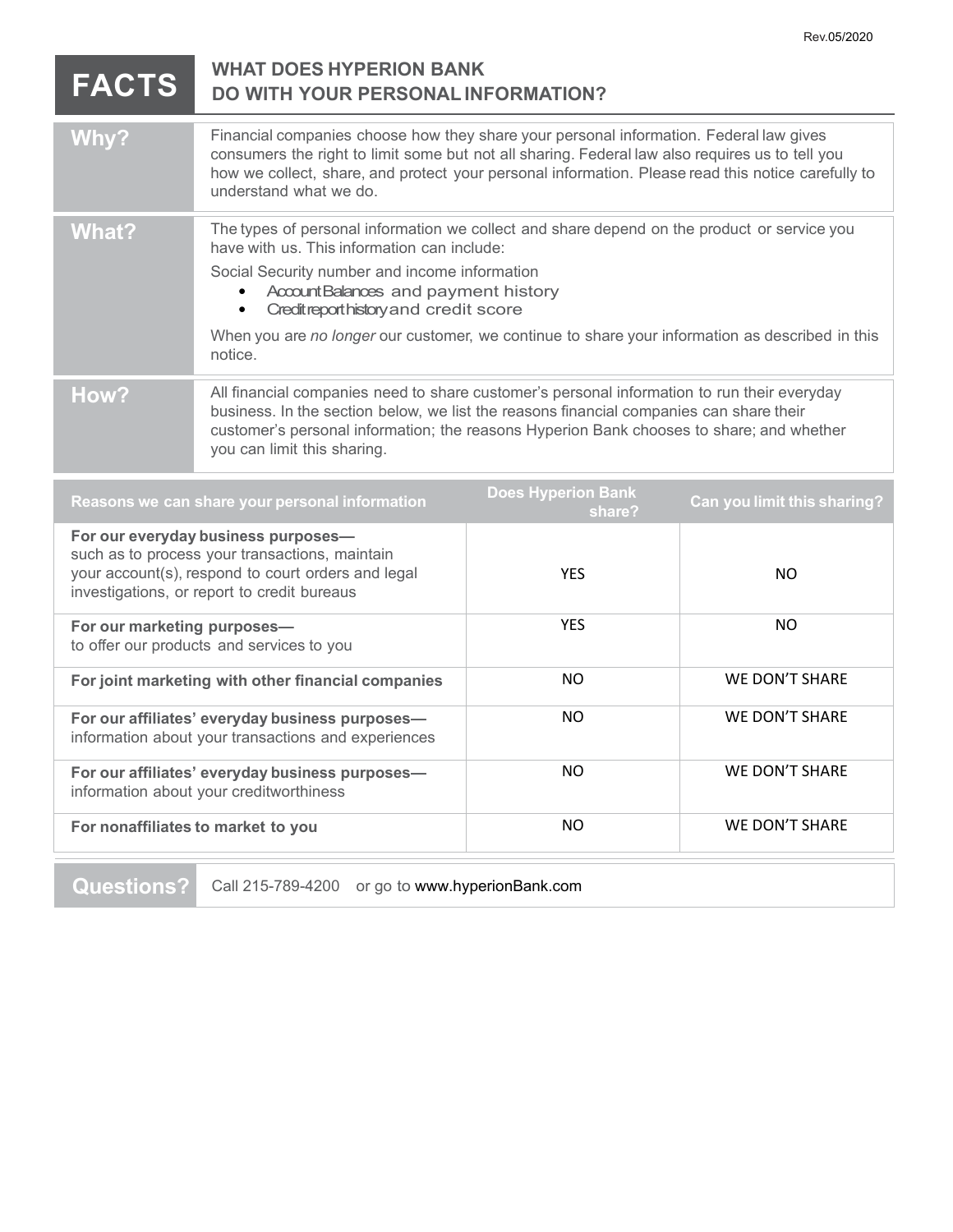Rev.05/2020

# FACTS — WHAT DOES HYPERION BANK DO WITH YOUR PERSONAL INFORMATION?

| | |
|---|---|
| **Why?** | Financial companies choose how they share your personal information. Federal law gives consumers the right to limit some but not all sharing. Federal law also requires us to tell you how we collect, share, and protect your personal information. Please read this notice carefully to understand what we do. |
| **What?** | The types of personal information we collect and share depend on the product or service you have with us. This information can include:<br><br>Social Security number and income information<br>• Account Balances and payment history<br>• Credit report history and credit score<br><br>When you are *no longer* our customer, we continue to share your information as described in this notice. |
| **How?** | All financial companies need to share customer's personal information to run their everyday business. In the section below, we list the reasons financial companies can share their customer's personal information; the reasons Hyperion Bank chooses to share; and whether you can limit this sharing. |

| Reasons we can share your personal information | Does Hyperion Bank share? | Can you limit this sharing? |
|---|---|---|
| **For our everyday business purposes—** such as to process your transactions, maintain your account(s), respond to court orders and legal investigations, or report to credit bureaus | YES | NO |
| **For our marketing purposes—** to offer our products and services to you | YES | NO |
| **For joint marketing with other financial companies** | NO | WE DON'T SHARE |
| **For our affiliates' everyday business purposes—** information about your transactions and experiences | NO | WE DON'T SHARE |
| **For our affiliates' everyday business purposes—** information about your creditworthiness | NO | WE DON'T SHARE |
| **For nonaffiliates to market to you** | NO | WE DON'T SHARE |

| | |
|---|---|
| **Questions?** | Call 215-789-4200 or go to www.hyperionBank.com |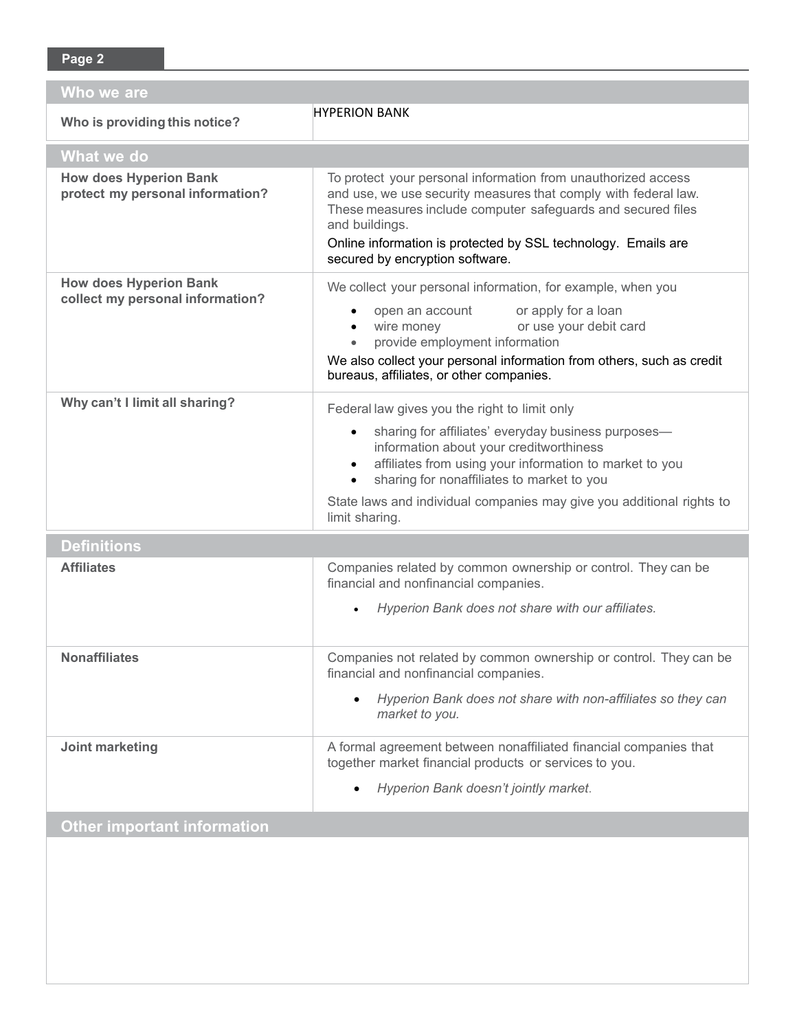## Who we are

| | |
|---|---|
| **Who is providing this notice?** | HYPERION BANK |

## What we do

| | |
|---|---|
| **How does Hyperion Bank protect my personal information?** | To protect your personal information from unauthorized access and use, we use security measures that comply with federal law. These measures include computer safeguards and secured files and buildings.<br>Online information is protected by SSL technology. Emails are secured by encryption software. |
| **How does Hyperion Bank collect my personal information?** | We collect your personal information, for example, when you<br>• open an account or apply for a loan<br>• wire money or use your debit card<br>• provide employment information<br>We also collect your personal information from others, such as credit bureaus, affiliates, or other companies. |
| **Why can't I limit all sharing?** | Federal law gives you the right to limit only<br>• sharing for affiliates' everyday business purposes—information about your creditworthiness<br>• affiliates from using your information to market to you<br>• sharing for nonaffiliates to market to you<br>State laws and individual companies may give you additional rights to limit sharing. |

## Definitions

| | |
|---|---|
| **Affiliates** | Companies related by common ownership or control. They can be financial and nonfinancial companies.<br>• *Hyperion Bank does not share with our affiliates.* |
| **Nonaffiliates** | Companies not related by common ownership or control. They can be financial and nonfinancial companies.<br>• *Hyperion Bank does not share with non-affiliates so they can market to you.* |
| **Joint marketing** | A formal agreement between nonaffiliated financial companies that together market financial products or services to you.<br>• *Hyperion Bank doesn't jointly market.* |

## Other important information